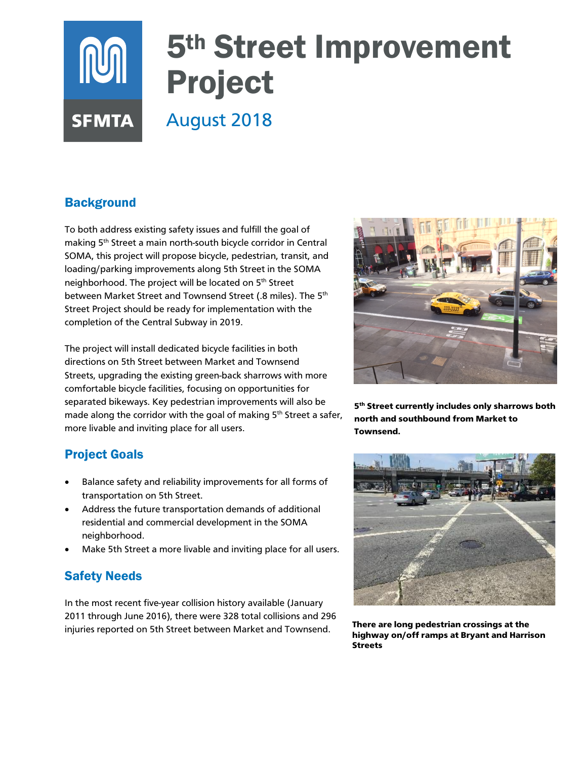# 5th Street Improvement Project

August 2018

## Background

To both address existing safety issues and fulfill the goal of making 5th Street a main north-south bicycle corridor in Central SOMA, this project will propose bicycle, pedestrian, transit, and loading/parking improvements along 5th Street in the SOMA neighborhood. The project will be located on 5th Street between Market Street and Townsend Street (.8 miles). The 5th Street Project should be ready for implementation with the completion of the Central Subway in 2019.

The project will install dedicated bicycle facilities in both directions on 5th Street between Market and Townsend Streets, upgrading the existing green-back sharrows with more comfortable bicycle facilities, focusing on opportunities for separated bikeways. Key pedestrian improvements will also be made along the corridor with the goal of making 5th Street a safer, more livable and inviting place for all users.

**5th Street currently includes only sharrows both north and southbound from Market to Townsend.**

## Project Goals

- Balance safety and reliability improvements for all forms of transportation on 5th Street.
- Address the future transportation demands of additional residential and commercial development in the SOMA neighborhood.
- Make 5th Street a more livable and inviting place for all users.

**There are long pedestrian crossings at the highway on/off ramps at Bryant and Harrison Streets**

## Safety Needs

In the most recent five-year collision history available (January 2011 through June 2016), there were 328 total collisions and 296 injuries reported on 5th Street between Market and Townsend.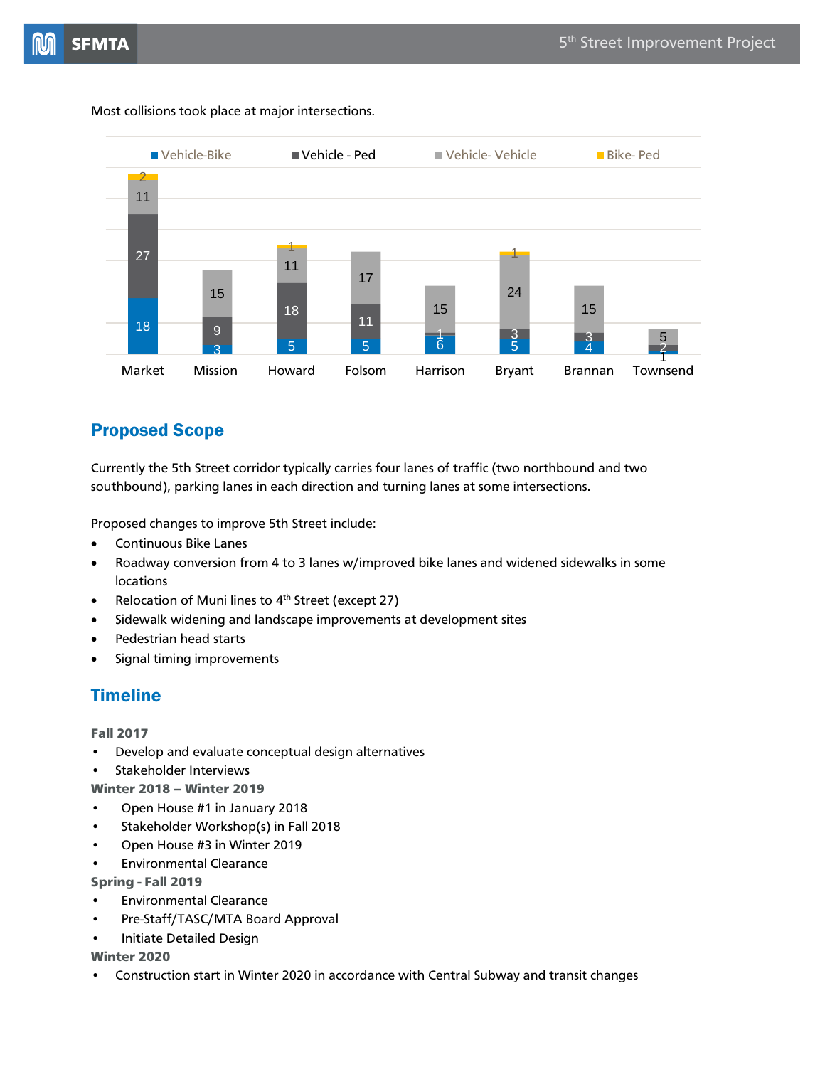Most collisions took place at major intersections.

Vehicle-Bike
Vehicle - Ped
Vehicle- Vehicle
Bike- Ped

2
11
27
18
15
9
3
1
11
18
5
17
11
5
15
1
6
1
24
3
5
15
3
4
5
2
1

Market
Mission
Howard
Folsom
Harrison
Bryant
Brannan
Townsend

## Proposed Scope

Currently the 5th Street corridor typically carries four lanes of traffic (two northbound and two southbound), parking lanes in each direction and turning lanes at some intersections.

Proposed changes to improve 5th Street include:

- Continuous Bike Lanes
- Roadway conversion from 4 to 3 lanes w/improved bike lanes and widened sidewalks in some locations
- Relocation of Muni lines to 4th Street (except 27)
- Sidewalk widening and landscape improvements at development sites
- Pedestrian head starts
- Signal timing improvements

## Timeline

**Fall 2017**

- Develop and evaluate conceptual design alternatives
- Stakeholder Interviews

**Winter 2018 – Winter 2019**

- Open House #1 in January 2018
- Stakeholder Workshop(s) in Fall 2018
- Open House #3 in Winter 2019
- Environmental Clearance

**Spring - Fall 2019**

- Environmental Clearance
- Pre-Staff/TASC/MTA Board Approval
- Initiate Detailed Design

**Winter 2020**

- Construction start in Winter 2020 in accordance with Central Subway and transit changes